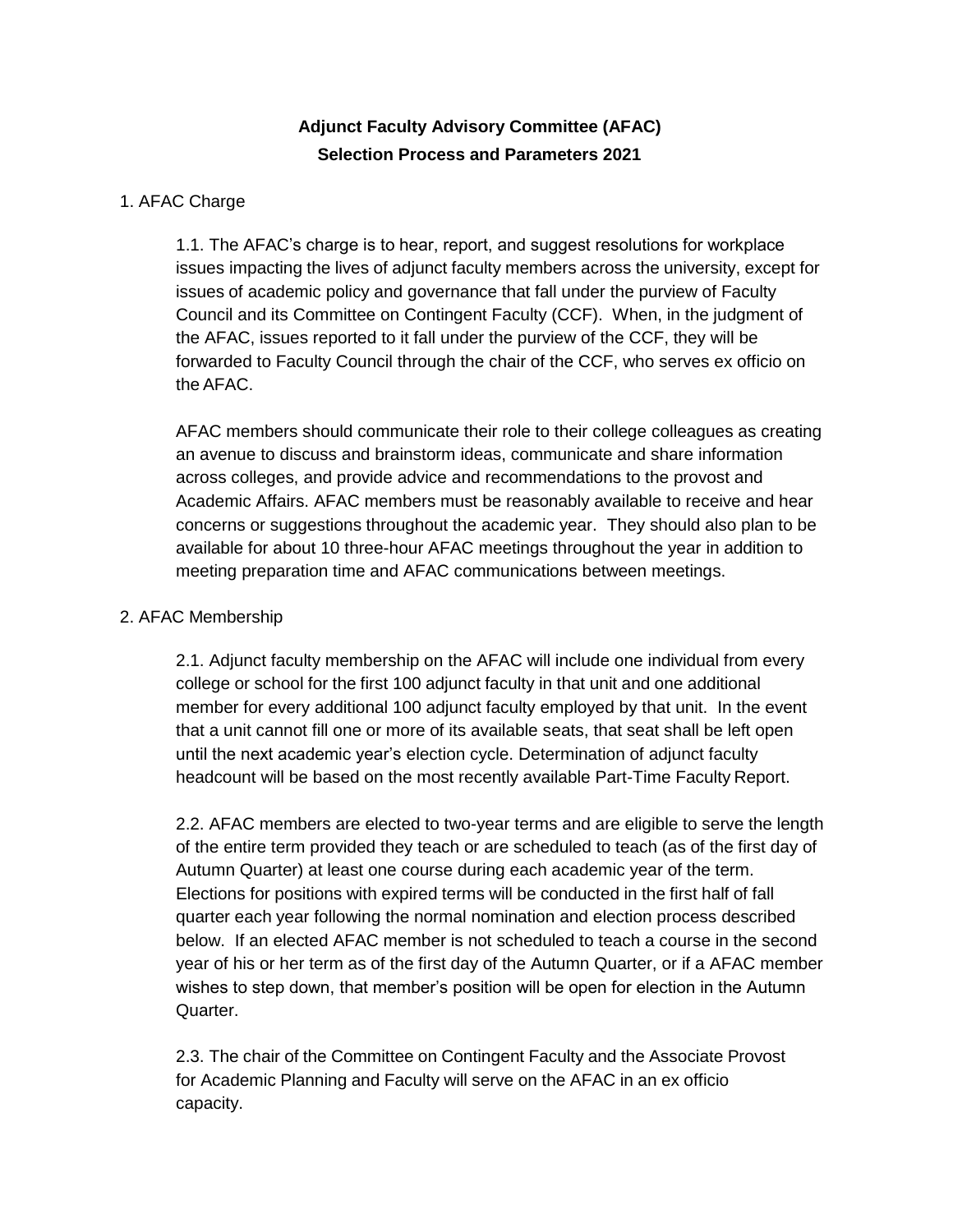# Adjunct Faculty Advisory Committee (AFAC)
## Selection Process and Parameters 2021

1. AFAC Charge

1.1. The AFAC's charge is to hear, report, and suggest resolutions for workplace issues impacting the lives of adjunct faculty members across the university, except for issues of academic policy and governance that fall under the purview of Faculty Council and its Committee on Contingent Faculty (CCF). When, in the judgment of the AFAC, issues reported to it fall under the purview of the CCF, they will be forwarded to Faculty Council through the chair of the CCF, who serves ex officio on the AFAC.

AFAC members should communicate their role to their college colleagues as creating an avenue to discuss and brainstorm ideas, communicate and share information across colleges, and provide advice and recommendations to the provost and Academic Affairs. AFAC members must be reasonably available to receive and hear concerns or suggestions throughout the academic year. They should also plan to be available for about 10 three-hour AFAC meetings throughout the year in addition to meeting preparation time and AFAC communications between meetings.

2. AFAC Membership

2.1. Adjunct faculty membership on the AFAC will include one individual from every college or school for the first 100 adjunct faculty in that unit and one additional member for every additional 100 adjunct faculty employed by that unit. In the event that a unit cannot fill one or more of its available seats, that seat shall be left open until the next academic year's election cycle. Determination of adjunct faculty headcount will be based on the most recently available Part-Time Faculty Report.

2.2. AFAC members are elected to two-year terms and are eligible to serve the length of the entire term provided they teach or are scheduled to teach (as of the first day of Autumn Quarter) at least one course during each academic year of the term. Elections for positions with expired terms will be conducted in the first half of fall quarter each year following the normal nomination and election process described below. If an elected AFAC member is not scheduled to teach a course in the second year of his or her term as of the first day of the Autumn Quarter, or if a AFAC member wishes to step down, that member's position will be open for election in the Autumn Quarter.

2.3. The chair of the Committee on Contingent Faculty and the Associate Provost for Academic Planning and Faculty will serve on the AFAC in an ex officio capacity.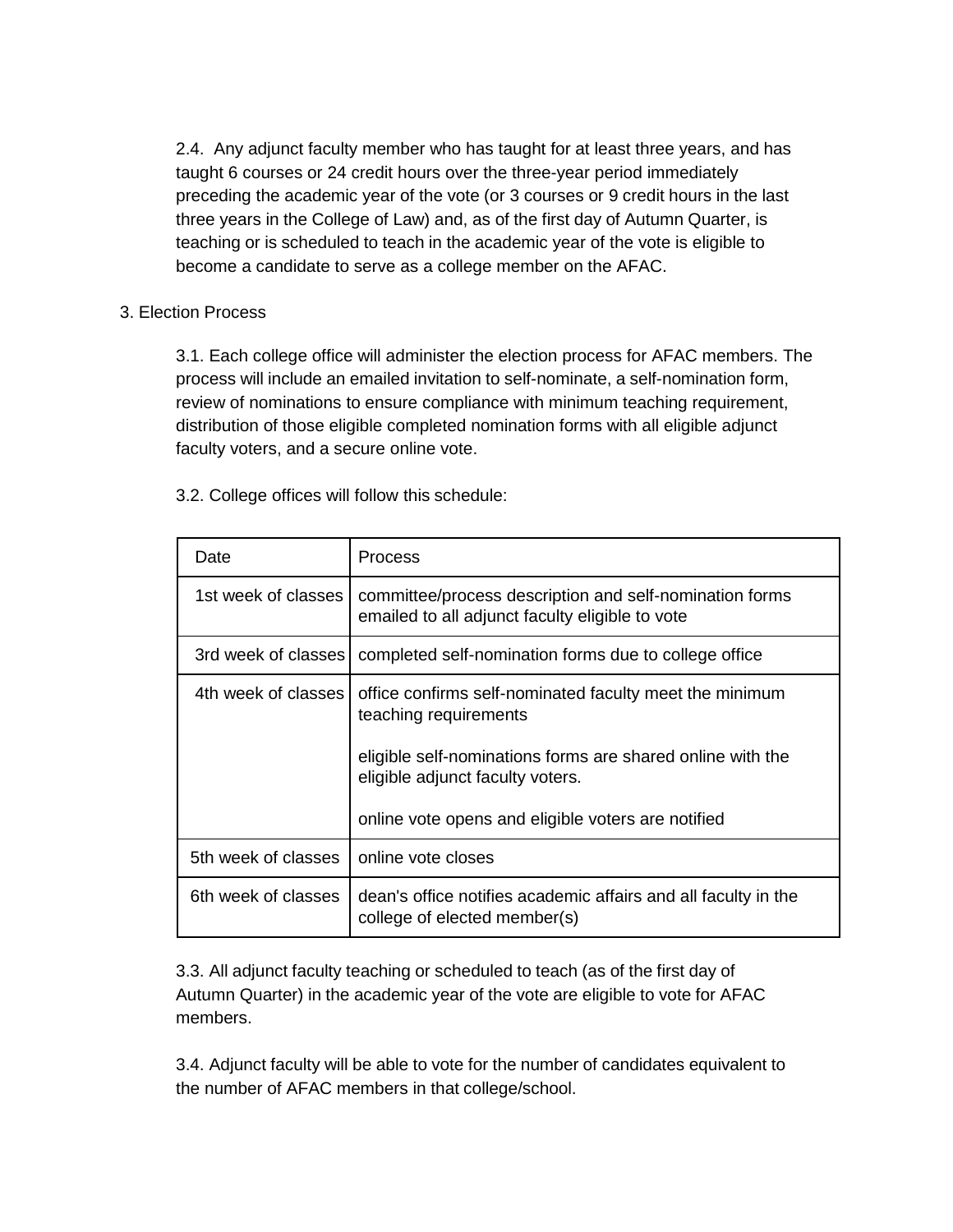2.4. Any adjunct faculty member who has taught for at least three years, and has taught 6 courses or 24 credit hours over the three-year period immediately preceding the academic year of the vote (or 3 courses or 9 credit hours in the last three years in the College of Law) and, as of the first day of Autumn Quarter, is teaching or is scheduled to teach in the academic year of the vote is eligible to become a candidate to serve as a college member on the AFAC.

3. Election Process

3.1. Each college office will administer the election process for AFAC members. The process will include an emailed invitation to self-nominate, a self-nomination form, review of nominations to ensure compliance with minimum teaching requirement, distribution of those eligible completed nomination forms with all eligible adjunct faculty voters, and a secure online vote.

3.2. College offices will follow this schedule:

| Date | Process |
|---|---|
| 1st week of classes | committee/process description and self-nomination forms emailed to all adjunct faculty eligible to vote |
| 3rd week of classes | completed self-nomination forms due to college office |
| 4th week of classes | office confirms self-nominated faculty meet the minimum teaching requirements<br><br>eligible self-nominations forms are shared online with the eligible adjunct faculty voters.<br><br>online vote opens and eligible voters are notified |
| 5th week of classes | online vote closes |
| 6th week of classes | dean's office notifies academic affairs and all faculty in the college of elected member(s) |

3.3. All adjunct faculty teaching or scheduled to teach (as of the first day of Autumn Quarter) in the academic year of the vote are eligible to vote for AFAC members.

3.4. Adjunct faculty will be able to vote for the number of candidates equivalent to the number of AFAC members in that college/school.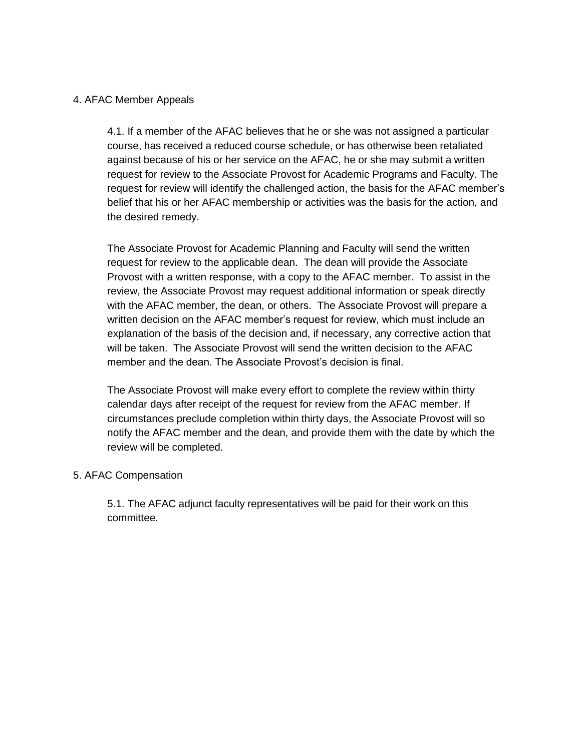## 4. AFAC Member Appeals

4.1. If a member of the AFAC believes that he or she was not assigned a particular course, has received a reduced course schedule, or has otherwise been retaliated against because of his or her service on the AFAC, he or she may submit a written request for review to the Associate Provost for Academic Programs and Faculty. The request for review will identify the challenged action, the basis for the AFAC member's belief that his or her AFAC membership or activities was the basis for the action, and the desired remedy.

The Associate Provost for Academic Planning and Faculty will send the written request for review to the applicable dean. The dean will provide the Associate Provost with a written response, with a copy to the AFAC member. To assist in the review, the Associate Provost may request additional information or speak directly with the AFAC member, the dean, or others. The Associate Provost will prepare a written decision on the AFAC member's request for review, which must include an explanation of the basis of the decision and, if necessary, any corrective action that will be taken. The Associate Provost will send the written decision to the AFAC member and the dean. The Associate Provost's decision is final.

The Associate Provost will make every effort to complete the review within thirty calendar days after receipt of the request for review from the AFAC member. If circumstances preclude completion within thirty days, the Associate Provost will so notify the AFAC member and the dean, and provide them with the date by which the review will be completed.

## 5. AFAC Compensation

5.1. The AFAC adjunct faculty representatives will be paid for their work on this committee.